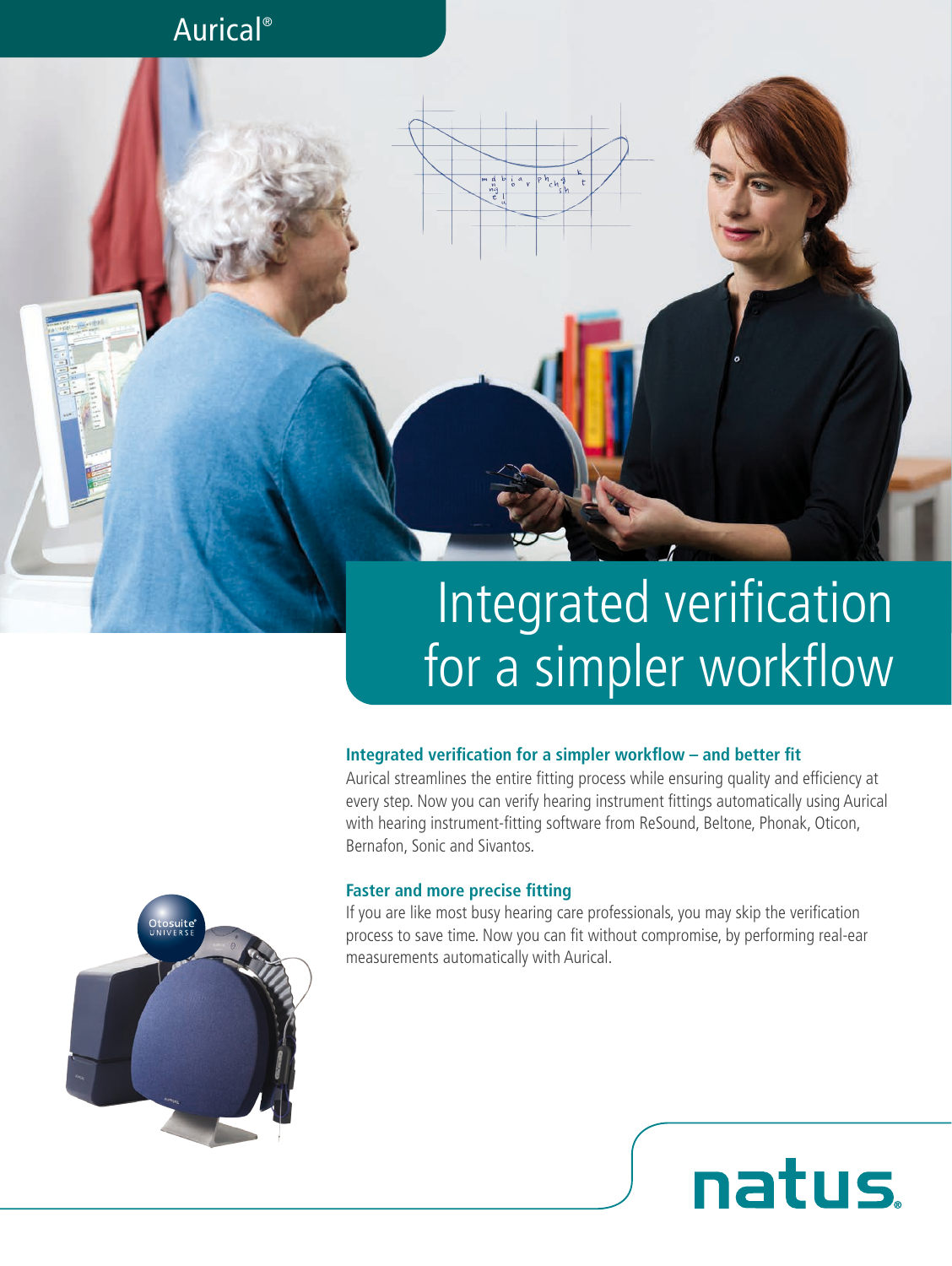Aurical®

# Integrated verification for a simpler workflow

### Integrated verification for a simpler workflow – and better fit

Aurical streamlines the entire fitting process while ensuring quality and efficiency at every step. Now you can verify hearing instrument fittings automatically using Aurical with hearing instrument-fitting software from ReSound, Beltone, Phonak, Oticon, Bernafon, Sonic and Sivantos.

### Faster and more precise fitting

If you are like most busy hearing care professionals, you may skip the verification process to save time. Now you can fit without compromise, by performing real-ear measurements automatically with Aurical.

Otosuite® UNIVERSE

natus.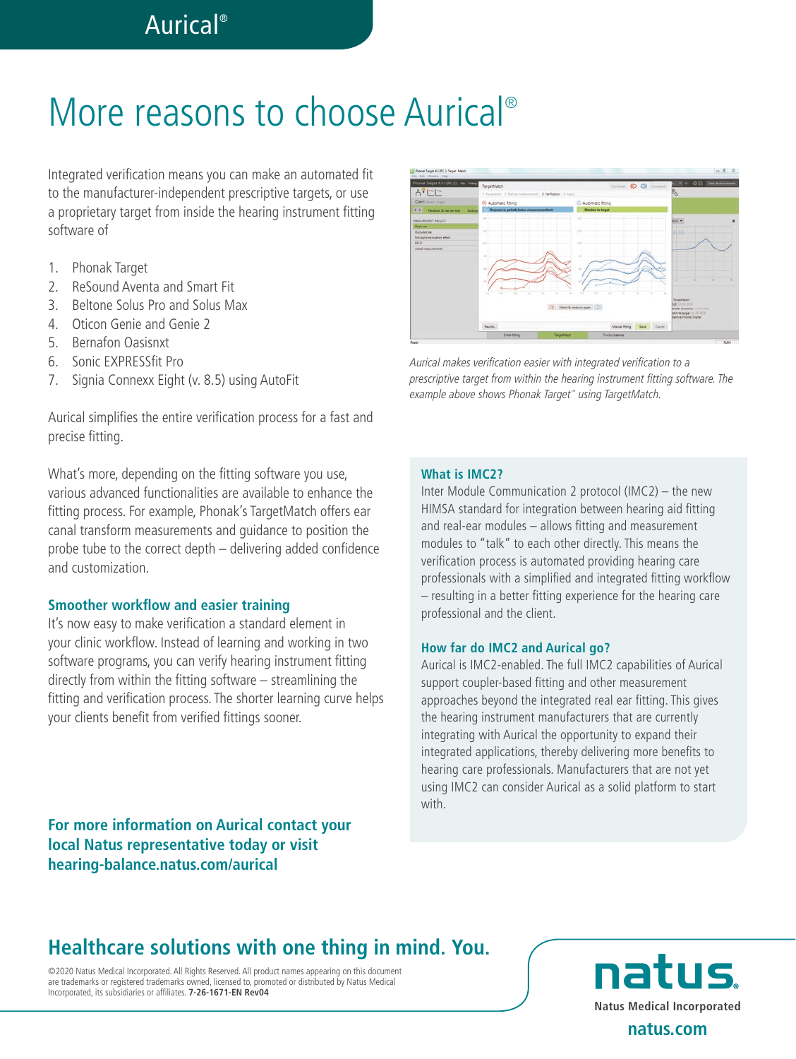# More reasons to choose Aurical®

Integrated verification means you can make an automated fit to the manufacturer-independent prescriptive targets, or use a proprietary target from inside the hearing instrument fitting software of

1. Phonak Target
2. ReSound Aventa and Smart Fit
3. Beltone Solus Pro and Solus Max
4. Oticon Genie and Genie 2
5. Bernafon Oasisnxt
6. Sonic EXPRESSfit Pro
7. Signia Connexx Eight (v. 8.5) using AutoFit

Aurical simplifies the entire verification process for a fast and precise fitting.

What's more, depending on the fitting software you use, various advanced functionalities are available to enhance the fitting process. For example, Phonak's TargetMatch offers ear canal transform measurements and guidance to position the probe tube to the correct depth – delivering added confidence and customization.

*Aurical makes verification easier with integrated verification to a prescriptive target from within the hearing instrument fitting software. The example above shows Phonak Target™ using TargetMatch.*

### Smoother workflow and easier training

It's now easy to make verification a standard element in your clinic workflow. Instead of learning and working in two software programs, you can verify hearing instrument fitting directly from within the fitting software – streamlining the fitting and verification process. The shorter learning curve helps your clients benefit from verified fittings sooner.

### What is IMC2?

Inter Module Communication 2 protocol (IMC2) – the new HIMSA standard for integration between hearing aid fitting and real-ear modules – allows fitting and measurement modules to "talk" to each other directly. This means the verification process is automated providing hearing care professionals with a simplified and integrated fitting workflow – resulting in a better fitting experience for the hearing care professional and the client.

### How far do IMC2 and Aurical go?

Aurical is IMC2-enabled. The full IMC2 capabilities of Aurical support coupler-based fitting and other measurement approaches beyond the integrated real ear fitting. This gives the hearing instrument manufacturers that are currently integrating with Aurical the opportunity to expand their integrated applications, thereby delivering more benefits to hearing care professionals. Manufacturers that are not yet using IMC2 can consider Aurical as a solid platform to start with.

**For more information on Aurical contact your local Natus representative today or visit hearing-balance.natus.com/aurical**

## Healthcare solutions with one thing in mind. You.

©2020 Natus Medical Incorporated. All Rights Reserved. All product names appearing on this document are trademarks or registered trademarks owned, licensed to, promoted or distributed by Natus Medical Incorporated, its subsidiaries or affiliates. **7-26-1671-EN Rev04**

natus.

Natus Medical Incorporated

natus.com